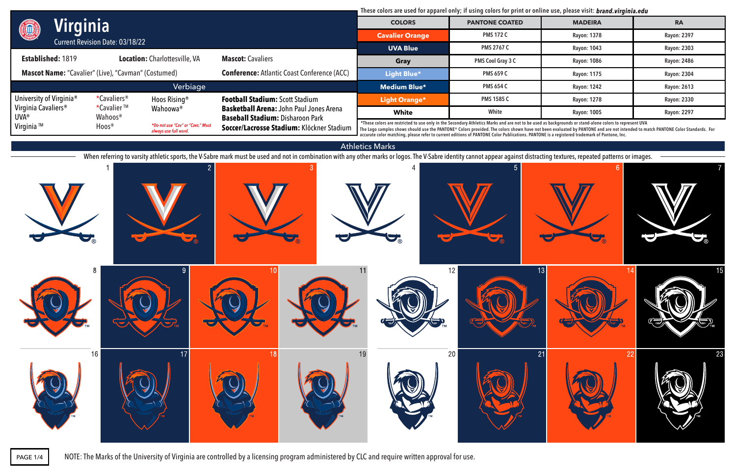# Virginia

Current Revision Date: 03/18/22

**Established:** 1819 **Location:** Charlottesville, VA **Mascot:** Cavaliers

**Mascot Name:** "Cavalier" (Live), "Cavman" (Costumed) **Conference:** Atlantic Coast Conference (ACC)

## Verbiage

- University of Virginia®
- Virginia Cavaliers®
- UVA®
- Virginia ™
- *Cavaliers®
- *Cavalier ™
- Wahoos®
- Hoos®
- Hoos Rising®
- Wahoowa®

*Do not use "Cav" or "Cavs." Must always use full word.*

**Football Stadium:** Scott Stadium
**Basketball Arena:** John Paul Jones Arena
**Baseball Stadium:** Disharoon Park
**Soccer/Lacrosse Stadium:** Klöckner Stadium

These colors are used for apparel only; if using colors for print or online use, please visit: ***brand.virginia.edu***

| COLORS | PANTONE COATED | MADEIRA | RA |
|---|---|---|---|
| Cavalier Orange | PMS 172 C | Rayon: 1378 | Rayon: 2397 |
| UVA Blue | PMS 2767 C | Rayon: 1043 | Rayon: 2303 |
| Gray | PMS Cool Gray 3 C | Rayon: 1086 | Rayon: 2486 |
| Light Blue* | PMS 659 C | Rayon: 1175 | Rayon: 2304 |
| Medium Blue* | PMS 654 C | Rayon: 1242 | Rayon: 2613 |
| Light Orange* | PMS 1585 C | Rayon: 1278 | Rayon: 2330 |
| White | White | Rayon: 1005 | Rayon: 2297 |

*These colors are restricted to use only in the Secondary Athletics Marks and are not to be used as backgrounds or stand-alone colors to represent UVA

The Logo samples shows should use the PANTONE® Colors provided. The colors shown have not been evaluated by PANTONE and are not intended to match PANTONE Color Standards. For accurate color matching, please refer to current editions of PANTONE Color Publications. PANTONE is a registered trademark of Pantone, Inc.

## Athletics Marks

When referring to varsity athletic sports, the V-Sabre mark must be used and not in combination with any other marks or logos. The V-Sabre identity cannot appear against distracting textures, repeated patterns or images.

1 2 3 4 5 6 7

8 9 10 11 12 13 14 15

16 17 18 19 20 21 22 23

NOTE: The Marks of the University of Virginia are controlled by a licensing program administered by CLC and require written approval for use.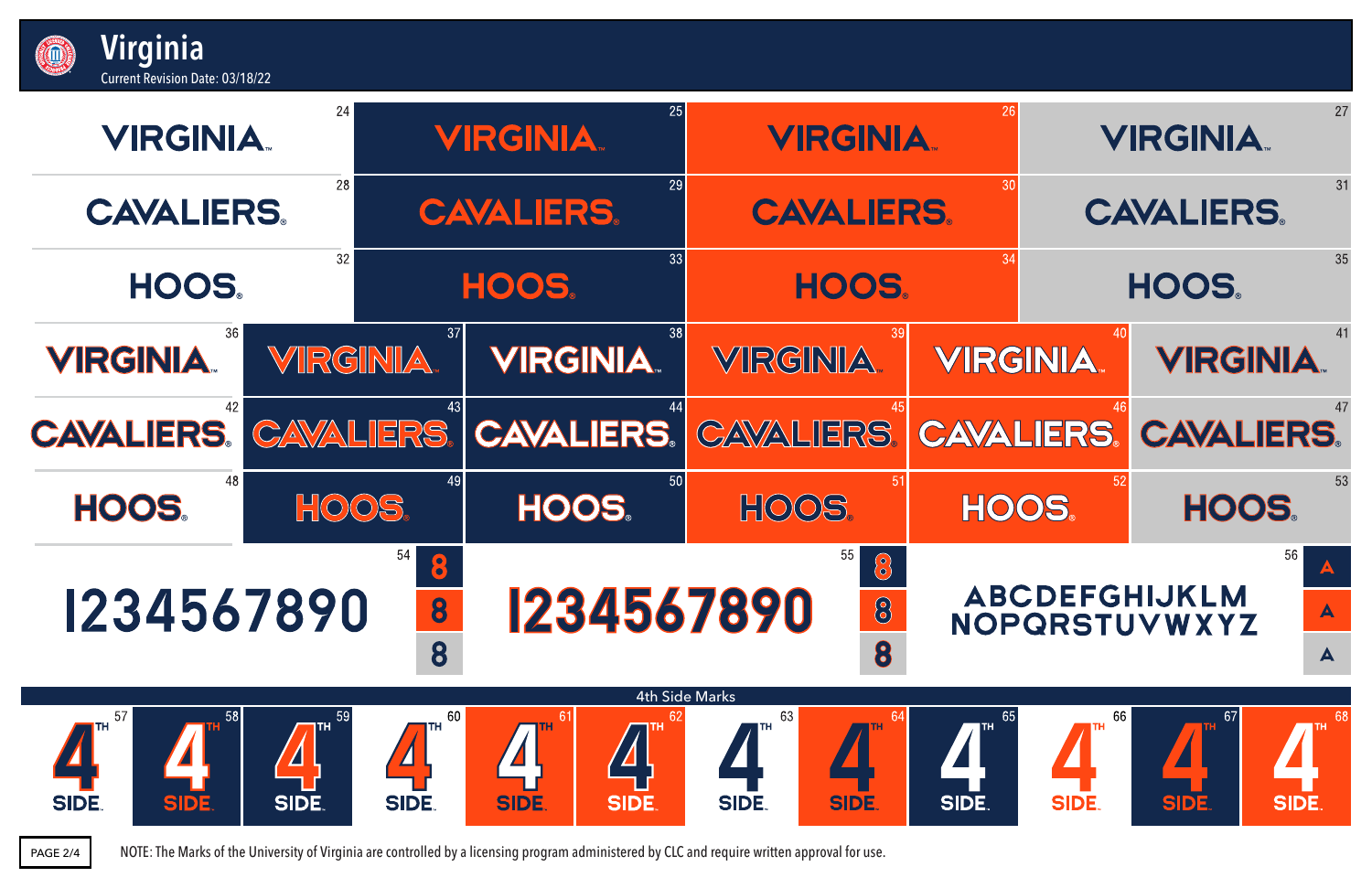# Virginia

Current Revision Date: 03/18/22

| | | | |
|---|---|---|---|
| VIRGINIA™ 24 | VIRGINIA™ 25 | VIRGINIA™ 26 | VIRGINIA™ 27 |
| CAVALIERS® 28 | CAVALIERS® 29 | CAVALIERS® 30 | CAVALIERS® 31 |
| HOOS® 32 | HOOS® 33 | HOOS® 34 | HOOS® 35 |

| | | | | | |
|---|---|---|---|---|---|
| VIRGINIA™ 36 | VIRGINIA™ 37 | VIRGINIA™ 38 | VIRGINIA™ 39 | VIRGINIA™ 40 | VIRGINIA™ 41 |
| CAVALIERS® 42 | CAVALIERS® 43 | CAVALIERS® 44 | CAVALIERS® 45 | CAVALIERS® 46 | CAVALIERS® 47 |
| HOOS® 48 | HOOS® 49 | HOOS® 50 | HOOS® 51 | HOOS® 52 | HOOS® 53 |

54: 1234567890 — 8 8 8

55: 1234567890 — 8 8 8

56: ABCDEFGHIJKLM NOPQRSTUVWXYZ — A A A

## 4th Side Marks

| 57 | 58 | 59 | 60 | 61 | 62 | 63 | 64 | 65 | 66 | 67 | 68 |
|---|---|---|---|---|---|---|---|---|---|---|---|
| 4TH SIDE. | 4TH SIDE. | 4TH SIDE. | 4TH SIDE. | 4TH SIDE. | 4TH SIDE. | 4TH SIDE. | 4TH SIDE. | 4TH SIDE. | 4TH SIDE. | 4TH SIDE. | 4TH SIDE. |

NOTE: The Marks of the University of Virginia are controlled by a licensing program administered by CLC and require written approval for use.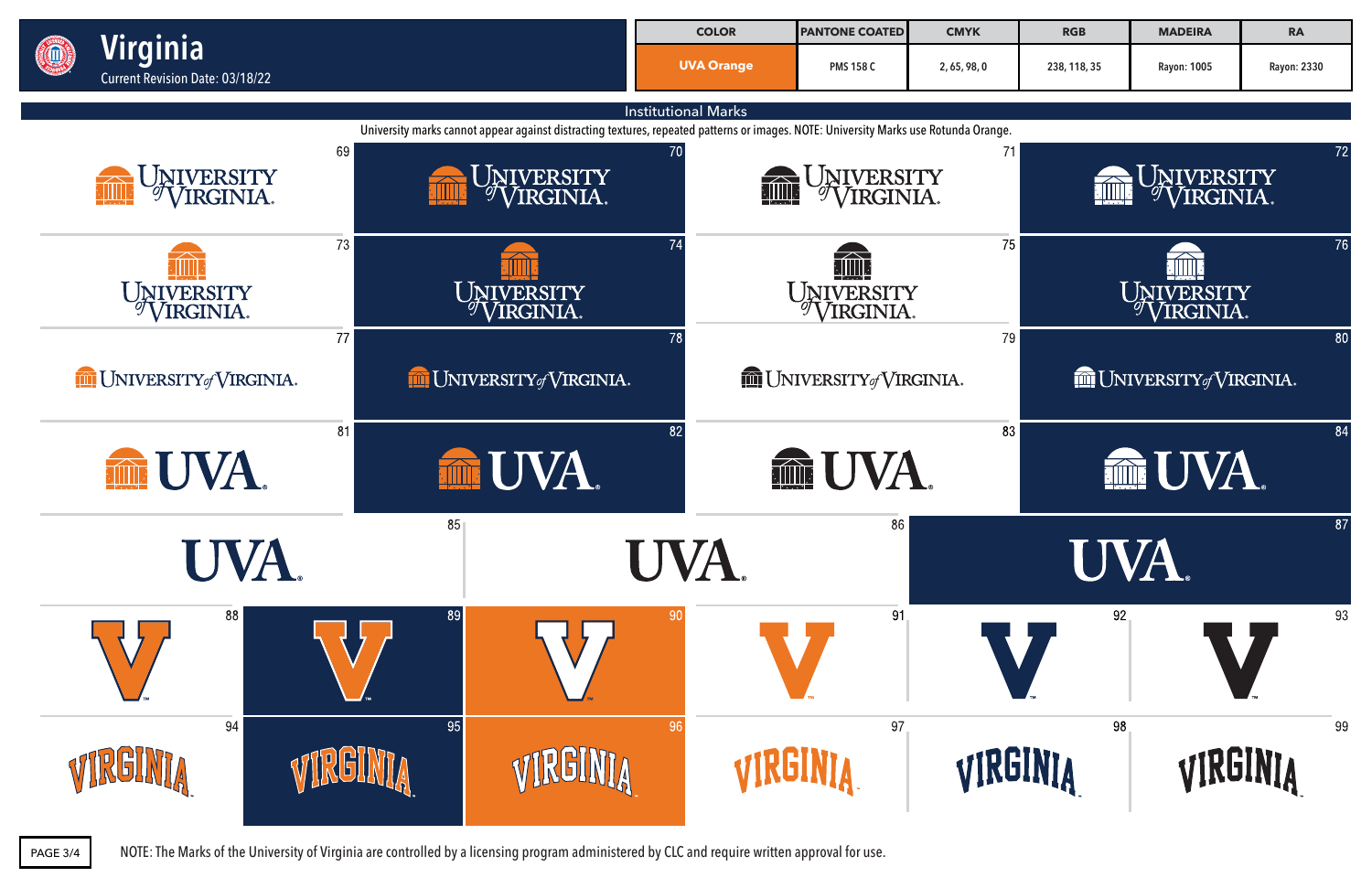# Virginia

Current Revision Date: 03/18/22

| COLOR | PANTONE COATED | CMYK | RGB | MADEIRA | RA |
| --- | --- | --- | --- | --- | --- |
| UVA Orange | PMS 158 C | 2, 65, 98, 0 | 238, 118, 35 | Rayon: 1005 | Rayon: 2330 |

## Institutional Marks

University marks cannot appear against distracting textures, repeated patterns or images. NOTE: University Marks use Rotunda Orange.

69 UNIVERSITY of VIRGINIA

70 UNIVERSITY of VIRGINIA

71 UNIVERSITY of VIRGINIA

72 UNIVERSITY of VIRGINIA

73 UNIVERSITY of VIRGINIA

74 UNIVERSITY of VIRGINIA

75 UNIVERSITY of VIRGINIA

76 UNIVERSITY of VIRGINIA

77 UNIVERSITY of VIRGINIA

78 UNIVERSITY of VIRGINIA

79 UNIVERSITY of VIRGINIA

80 UNIVERSITY of VIRGINIA

81 UVA

82 UVA

83 UVA

84 UVA

85 UVA

86 UVA

87 UVA

88 V

89 V

90 V

91 V

92 V

93 V

94 VIRGINIA

95 VIRGINIA

96 VIRGINIA

97 VIRGINIA

98 VIRGINIA

99 VIRGINIA

NOTE: The Marks of the University of Virginia are controlled by a licensing program administered by CLC and require written approval for use.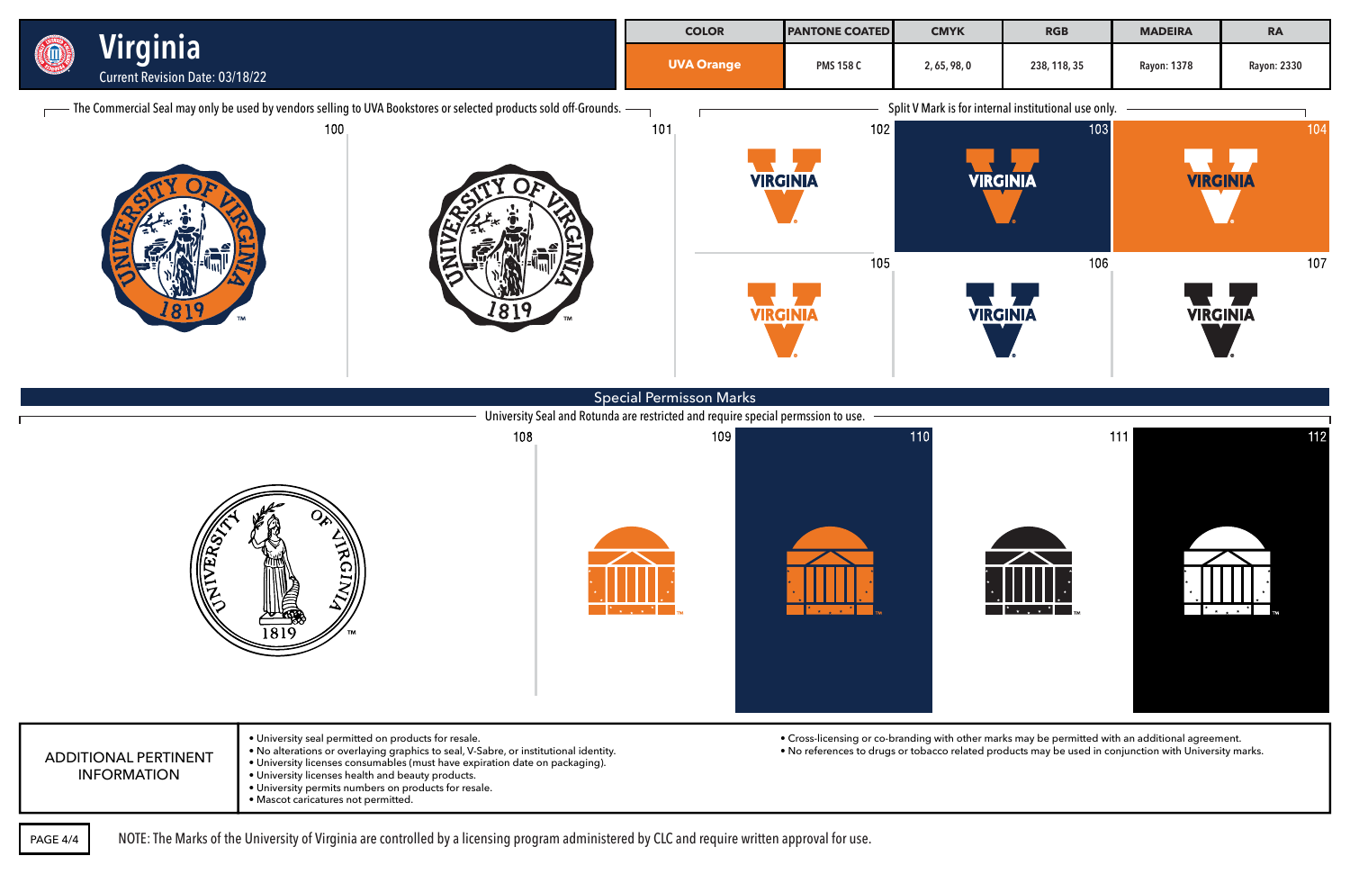# Virginia

Current Revision Date: 03/18/22

| COLOR | PANTONE COATED | CMYK | RGB | MADEIRA | RA |
|---|---|---|---|---|---|
| UVA Orange | PMS 158 C | 2, 65, 98, 0 | 238, 118, 35 | Rayon: 1378 | Rayon: 2330 |

The Commercial Seal may only be used by vendors selling to UVA Bookstores or selected products sold off-Grounds.

100

101

Split V Mark is for internal institutional use only.

102

103

104

105

106

107

## Special Permisson Marks

University Seal and Rotunda are restricted and require special permssion to use.

108

109

110

111

112

**ADDITIONAL PERTINENT INFORMATION**

- University seal permitted on products for resale.
- No alterations or overlaying graphics to seal, V-Sabre, or institutional identity.
- University licenses consumables (must have expiration date on packaging).
- University licenses health and beauty products.
- University permits numbers on products for resale.
- Mascot caricatures not permitted.
- Cross-licensing or co-branding with other marks may be permitted with an additional agreement.
- No references to drugs or tobacco related products may be used in conjunction with University marks.

NOTE: The Marks of the University of Virginia are controlled by a licensing program administered by CLC and require written approval for use.